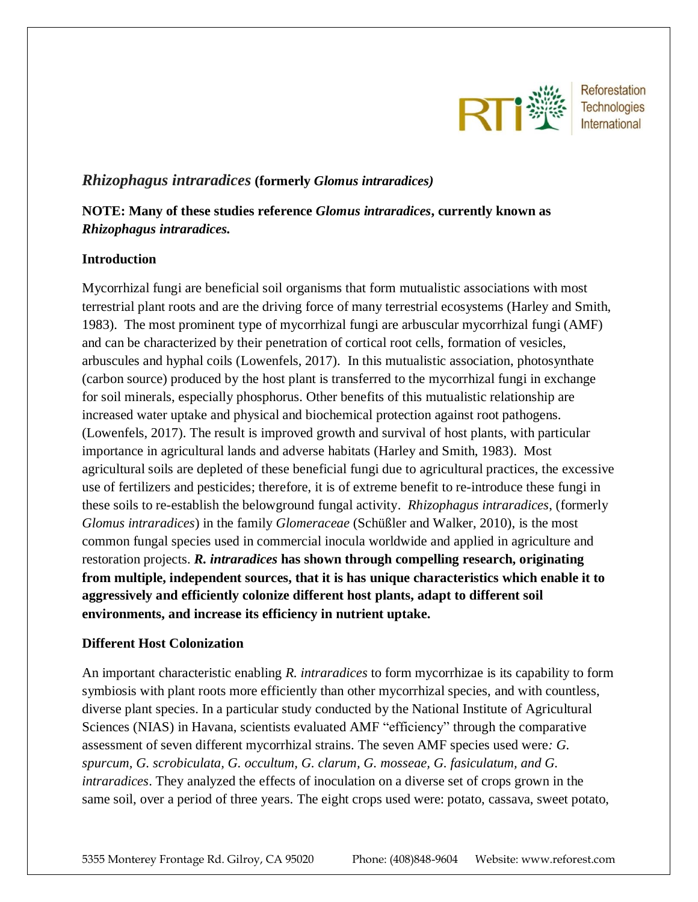## *Rhizophagus intraradices* (formerly *Glomus intraradices)*

**NOTE: Many of these studies reference *Glomus intraradices*, currently known as *Rhizophagus intraradices.***

### Introduction

Mycorrhizal fungi are beneficial soil organisms that form mutualistic associations with most terrestrial plant roots and are the driving force of many terrestrial ecosystems (Harley and Smith, 1983). The most prominent type of mycorrhizal fungi are arbuscular mycorrhizal fungi (AMF) and can be characterized by their penetration of cortical root cells, formation of vesicles, arbuscules and hyphal coils (Lowenfels, 2017). In this mutualistic association, photosynthate (carbon source) produced by the host plant is transferred to the mycorrhizal fungi in exchange for soil minerals, especially phosphorus. Other benefits of this mutualistic relationship are increased water uptake and physical and biochemical protection against root pathogens. (Lowenfels, 2017). The result is improved growth and survival of host plants, with particular importance in agricultural lands and adverse habitats (Harley and Smith, 1983). Most agricultural soils are depleted of these beneficial fungi due to agricultural practices, the excessive use of fertilizers and pesticides; therefore, it is of extreme benefit to re-introduce these fungi in these soils to re-establish the belowground fungal activity. *Rhizophagus intraradices*, (formerly *Glomus intraradices*) in the family *Glomeraceae* (Schüßler and Walker, 2010), is the most common fungal species used in commercial inocula worldwide and applied in agriculture and restoration projects. ***R. intraradices* has shown through compelling research, originating from multiple, independent sources, that it is has unique characteristics which enable it to aggressively and efficiently colonize different host plants, adapt to different soil environments, and increase its efficiency in nutrient uptake.**

### Different Host Colonization

An important characteristic enabling *R. intraradices* to form mycorrhizae is its capability to form symbiosis with plant roots more efficiently than other mycorrhizal species, and with countless, diverse plant species. In a particular study conducted by the National Institute of Agricultural Sciences (NIAS) in Havana, scientists evaluated AMF "efficiency" through the comparative assessment of seven different mycorrhizal strains. The seven AMF species used were*: G. spurcum, G. scrobiculata, G. occultum, G. clarum, G. mosseae, G. fasiculatum, and G. intraradices*. They analyzed the effects of inoculation on a diverse set of crops grown in the same soil, over a period of three years. The eight crops used were: potato, cassava, sweet potato,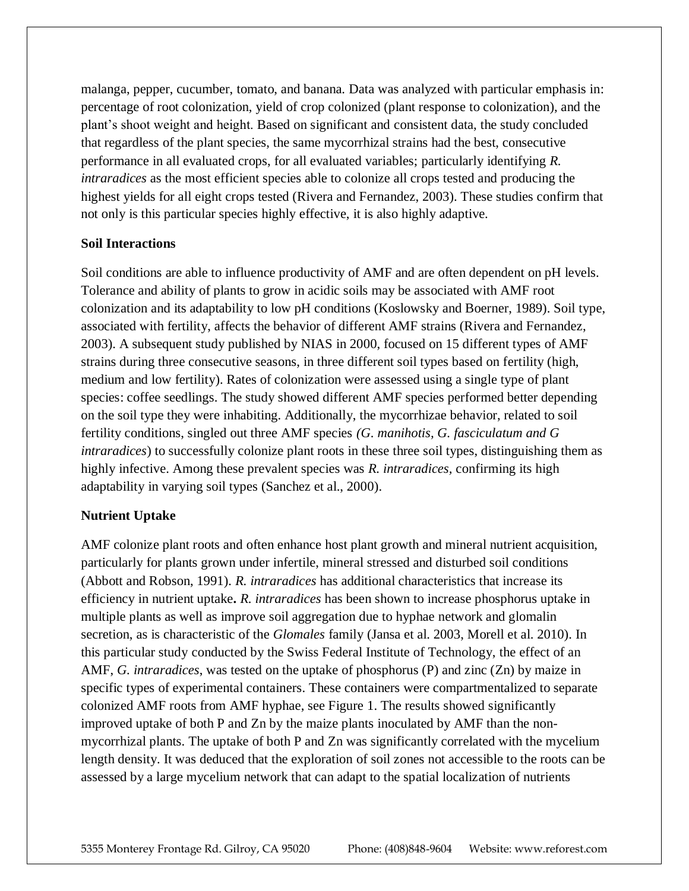malanga, pepper, cucumber, tomato, and banana. Data was analyzed with particular emphasis in: percentage of root colonization, yield of crop colonized (plant response to colonization), and the plant's shoot weight and height. Based on significant and consistent data, the study concluded that regardless of the plant species, the same mycorrhizal strains had the best, consecutive performance in all evaluated crops, for all evaluated variables; particularly identifying *R. intraradices* as the most efficient species able to colonize all crops tested and producing the highest yields for all eight crops tested (Rivera and Fernandez, 2003). These studies confirm that not only is this particular species highly effective, it is also highly adaptive.

**Soil Interactions**

Soil conditions are able to influence productivity of AMF and are often dependent on pH levels. Tolerance and ability of plants to grow in acidic soils may be associated with AMF root colonization and its adaptability to low pH conditions (Koslowsky and Boerner, 1989). Soil type, associated with fertility, affects the behavior of different AMF strains (Rivera and Fernandez, 2003). A subsequent study published by NIAS in 2000, focused on 15 different types of AMF strains during three consecutive seasons, in three different soil types based on fertility (high, medium and low fertility). Rates of colonization were assessed using a single type of plant species: coffee seedlings. The study showed different AMF species performed better depending on the soil type they were inhabiting. Additionally, the mycorrhizae behavior, related to soil fertility conditions, singled out three AMF species *(G. manihotis, G. fasciculatum and G intraradices*) to successfully colonize plant roots in these three soil types, distinguishing them as highly infective. Among these prevalent species was *R. intraradices,* confirming its high adaptability in varying soil types (Sanchez et al., 2000).

**Nutrient Uptake**

AMF colonize plant roots and often enhance host plant growth and mineral nutrient acquisition, particularly for plants grown under infertile, mineral stressed and disturbed soil conditions (Abbott and Robson, 1991). *R. intraradices* has additional characteristics that increase its efficiency in nutrient uptake**.** *R. intraradices* has been shown to increase phosphorus uptake in multiple plants as well as improve soil aggregation due to hyphae network and glomalin secretion, as is characteristic of the *Glomales* family (Jansa et al. 2003, Morell et al. 2010). In this particular study conducted by the Swiss Federal Institute of Technology, the effect of an AMF, *G. intraradices*, was tested on the uptake of phosphorus (P) and zinc (Zn) by maize in specific types of experimental containers. These containers were compartmentalized to separate colonized AMF roots from AMF hyphae, see Figure 1. The results showed significantly improved uptake of both P and Zn by the maize plants inoculated by AMF than the non-mycorrhizal plants. The uptake of both P and Zn was significantly correlated with the mycelium length density. It was deduced that the exploration of soil zones not accessible to the roots can be assessed by a large mycelium network that can adapt to the spatial localization of nutrients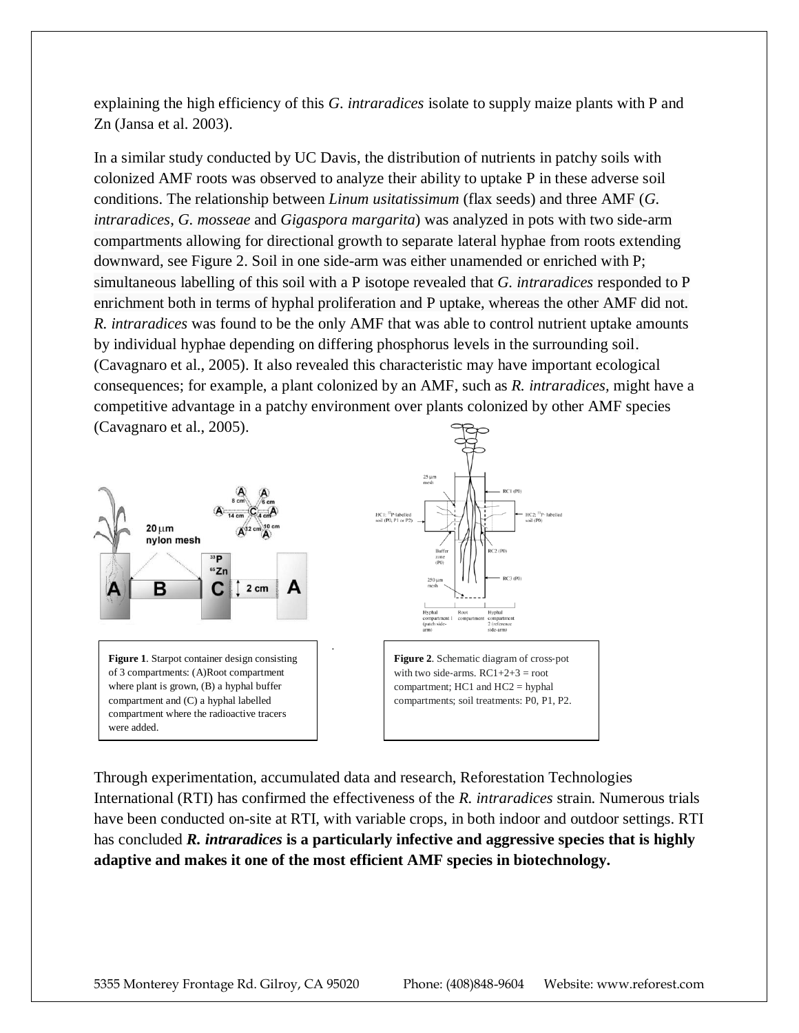explaining the high efficiency of this *G. intraradices* isolate to supply maize plants with P and Zn (Jansa et al. 2003).

In a similar study conducted by UC Davis, the distribution of nutrients in patchy soils with colonized AMF roots was observed to analyze their ability to uptake P in these adverse soil conditions. The relationship between *Linum usitatissimum* (flax seeds) and three AMF (*G. intraradices*, *G. mosseae* and *Gigaspora margarita*) was analyzed in pots with two side-arm compartments allowing for directional growth to separate lateral hyphae from roots extending downward, see Figure 2. Soil in one side-arm was either unamended or enriched with P; simultaneous labelling of this soil with a P isotope revealed that *G. intraradices* responded to P enrichment both in terms of hyphal proliferation and P uptake, whereas the other AMF did not. *R. intraradices* was found to be the only AMF that was able to control nutrient uptake amounts by individual hyphae depending on differing phosphorus levels in the surrounding soil. (Cavagnaro et al., 2005). It also revealed this characteristic may have important ecological consequences; for example, a plant colonized by an AMF, such as *R. intraradices*, might have a competitive advantage in a patchy environment over plants colonized by other AMF species (Cavagnaro et al., 2005).

**Figure 1**. Starpot container design consisting of 3 compartments: (A)Root compartment where plant is grown, (B) a hyphal buffer compartment and (C) a hyphal labelled compartment where the radioactive tracers were added.

**Figure 2**. Schematic diagram of cross-pot with two side-arms. RC1+2+3 = root compartment; HC1 and HC2 = hyphal compartments; soil treatments: P0, P1, P2.

Through experimentation, accumulated data and research, Reforestation Technologies International (RTI) has confirmed the effectiveness of the *R. intraradices* strain. Numerous trials have been conducted on-site at RTI, with variable crops, in both indoor and outdoor settings. RTI has concluded ***R. intraradices*** **is a particularly infective and aggressive species that is highly adaptive and makes it one of the most efficient AMF species in biotechnology.**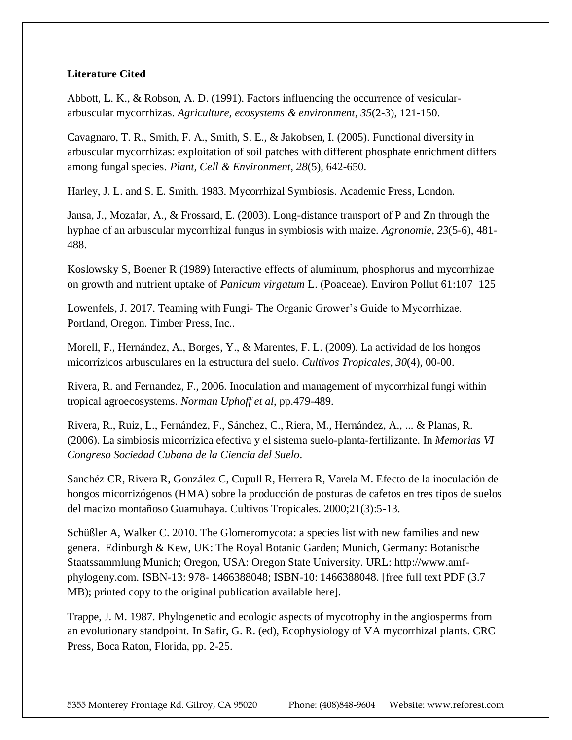**Literature Cited**

Abbott, L. K., & Robson, A. D. (1991). Factors influencing the occurrence of vesicular-arbuscular mycorrhizas. *Agriculture, ecosystems & environment*, *35*(2-3), 121-150.

Cavagnaro, T. R., Smith, F. A., Smith, S. E., & Jakobsen, I. (2005). Functional diversity in arbuscular mycorrhizas: exploitation of soil patches with different phosphate enrichment differs among fungal species. *Plant, Cell & Environment*, *28*(5), 642-650.

Harley, J. L. and S. E. Smith. 1983. Mycorrhizal Symbiosis. Academic Press, London.

Jansa, J., Mozafar, A., & Frossard, E. (2003). Long-distance transport of P and Zn through the hyphae of an arbuscular mycorrhizal fungus in symbiosis with maize. *Agronomie*, *23*(5-6), 481-488.

Koslowsky S, Boener R (1989) Interactive effects of aluminum, phosphorus and mycorrhizae on growth and nutrient uptake of *Panicum virgatum* L. (Poaceae). Environ Pollut 61:107–125

Lowenfels, J. 2017. Teaming with Fungi- The Organic Grower's Guide to Mycorrhizae. Portland, Oregon. Timber Press, Inc..

Morell, F., Hernández, A., Borges, Y., & Marentes, F. L. (2009). La actividad de los hongos micorrízicos arbusculares en la estructura del suelo. *Cultivos Tropicales*, *30*(4), 00-00.

Rivera, R. and Fernandez, F., 2006. Inoculation and management of mycorrhizal fungi within tropical agroecosystems. *Norman Uphoff et al*, pp.479-489.

Rivera, R., Ruiz, L., Fernández, F., Sánchez, C., Riera, M., Hernández, A., ... & Planas, R. (2006). La simbiosis micorrízica efectiva y el sistema suelo-planta-fertilizante. In *Memorias VI Congreso Sociedad Cubana de la Ciencia del Suelo*.

Sanchéz CR, Rivera R, González C, Cupull R, Herrera R, Varela M. Efecto de la inoculación de hongos micorrizógenos (HMA) sobre la producción de posturas de cafetos en tres tipos de suelos del macizo montañoso Guamuhaya. Cultivos Tropicales. 2000;21(3):5-13.

Schüßler A, Walker C. 2010. The Glomeromycota: a species list with new families and new genera. Edinburgh & Kew, UK: The Royal Botanic Garden; Munich, Germany: Botanische Staatssammlung Munich; Oregon, USA: Oregon State University. URL: http://www.amf-phylogeny.com. ISBN-13: 978- 1466388048; ISBN-10: 1466388048. [free full text PDF (3.7 MB); printed copy to the original publication available here].

Trappe, J. M. 1987. Phylogenetic and ecologic aspects of mycotrophy in the angiosperms from an evolutionary standpoint. In Safir, G. R. (ed), Ecophysiology of VA mycorrhizal plants. CRC Press, Boca Raton, Florida, pp. 2-25.